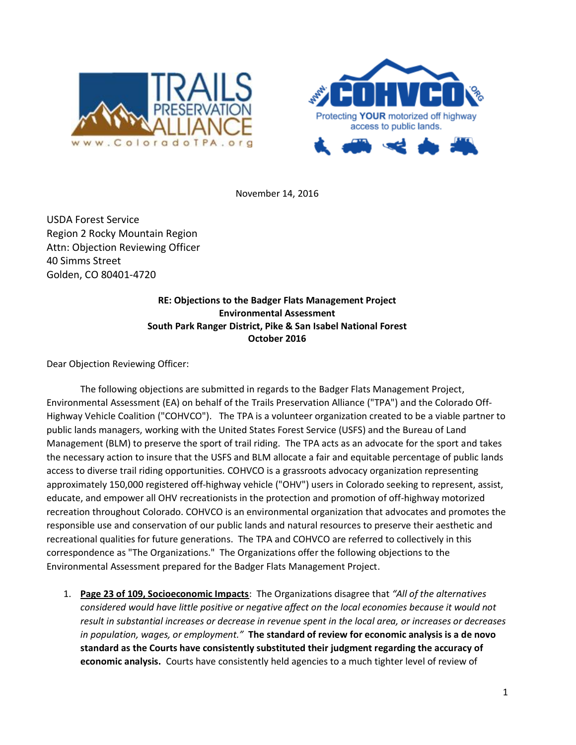November 14, 2016

USDA Forest Service
Region 2 Rocky Mountain Region
Attn: Objection Reviewing Officer
40 Simms Street
Golden, CO 80401-4720

**RE: Objections to the Badger Flats Management Project**
**Environmental Assessment**
**South Park Ranger District, Pike & San Isabel National Forest**
**October 2016**

Dear Objection Reviewing Officer:

The following objections are submitted in regards to the Badger Flats Management Project, Environmental Assessment (EA) on behalf of the Trails Preservation Alliance ("TPA") and the Colorado Off-Highway Vehicle Coalition ("COHVCO"). The TPA is a volunteer organization created to be a viable partner to public lands managers, working with the United States Forest Service (USFS) and the Bureau of Land Management (BLM) to preserve the sport of trail riding. The TPA acts as an advocate for the sport and takes the necessary action to insure that the USFS and BLM allocate a fair and equitable percentage of public lands access to diverse trail riding opportunities. COHVCO is a grassroots advocacy organization representing approximately 150,000 registered off-highway vehicle ("OHV") users in Colorado seeking to represent, assist, educate, and empower all OHV recreationists in the protection and promotion of off-highway motorized recreation throughout Colorado. COHVCO is an environmental organization that advocates and promotes the responsible use and conservation of our public lands and natural resources to preserve their aesthetic and recreational qualities for future generations. The TPA and COHVCO are referred to collectively in this correspondence as "The Organizations." The Organizations offer the following objections to the Environmental Assessment prepared for the Badger Flats Management Project.

1. **Page 23 of 109, Socioeconomic Impacts**: The Organizations disagree that *"All of the alternatives considered would have little positive or negative affect on the local economies because it would not result in substantial increases or decrease in revenue spent in the local area, or increases or decreases in population, wages, or employment."* **The standard of review for economic analysis is a de novo standard as the Courts have consistently substituted their judgment regarding the accuracy of economic analysis.** Courts have consistently held agencies to a much tighter level of review of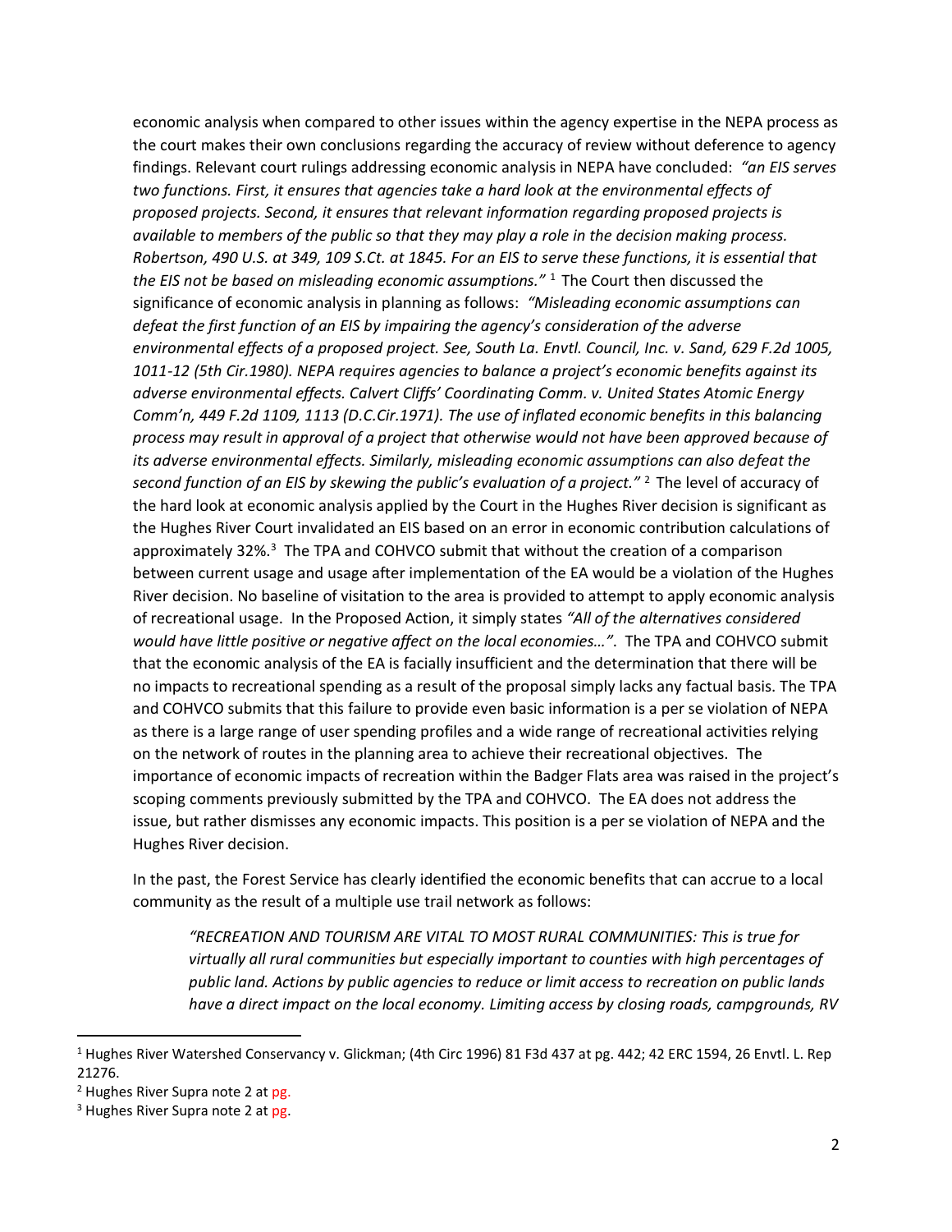economic analysis when compared to other issues within the agency expertise in the NEPA process as the court makes their own conclusions regarding the accuracy of review without deference to agency findings. Relevant court rulings addressing economic analysis in NEPA have concluded: *"an EIS serves two functions. First, it ensures that agencies take a hard look at the environmental effects of proposed projects. Second, it ensures that relevant information regarding proposed projects is available to members of the public so that they may play a role in the decision making process. Robertson, 490 U.S. at 349, 109 S.Ct. at 1845. For an EIS to serve these functions, it is essential that the EIS not be based on misleading economic assumptions."* [1] The Court then discussed the significance of economic analysis in planning as follows: *"Misleading economic assumptions can defeat the first function of an EIS by impairing the agency's consideration of the adverse environmental effects of a proposed project. See, South La. Envtl. Council, Inc. v. Sand, 629 F.2d 1005, 1011-12 (5th Cir.1980). NEPA requires agencies to balance a project's economic benefits against its adverse environmental effects. Calvert Cliffs' Coordinating Comm. v. United States Atomic Energy Comm'n, 449 F.2d 1109, 1113 (D.C.Cir.1971). The use of inflated economic benefits in this balancing process may result in approval of a project that otherwise would not have been approved because of its adverse environmental effects. Similarly, misleading economic assumptions can also defeat the second function of an EIS by skewing the public's evaluation of a project."* [2] The level of accuracy of the hard look at economic analysis applied by the Court in the Hughes River decision is significant as the Hughes River Court invalidated an EIS based on an error in economic contribution calculations of approximately 32%.[3] The TPA and COHVCO submit that without the creation of a comparison between current usage and usage after implementation of the EA would be a violation of the Hughes River decision. No baseline of visitation to the area is provided to attempt to apply economic analysis of recreational usage. In the Proposed Action, it simply states *"All of the alternatives considered would have little positive or negative affect on the local economies…"*. The TPA and COHVCO submit that the economic analysis of the EA is facially insufficient and the determination that there will be no impacts to recreational spending as a result of the proposal simply lacks any factual basis. The TPA and COHVCO submits that this failure to provide even basic information is a per se violation of NEPA as there is a large range of user spending profiles and a wide range of recreational activities relying on the network of routes in the planning area to achieve their recreational objectives. The importance of economic impacts of recreation within the Badger Flats area was raised in the project's scoping comments previously submitted by the TPA and COHVCO. The EA does not address the issue, but rather dismisses any economic impacts. This position is a per se violation of NEPA and the Hughes River decision.

In the past, the Forest Service has clearly identified the economic benefits that can accrue to a local community as the result of a multiple use trail network as follows:

> *"RECREATION AND TOURISM ARE VITAL TO MOST RURAL COMMUNITIES: This is true for virtually all rural communities but especially important to counties with high percentages of public land. Actions by public agencies to reduce or limit access to recreation on public lands have a direct impact on the local economy. Limiting access by closing roads, campgrounds, RV*

---

[1] Hughes River Watershed Conservancy v. Glickman; (4th Circ 1996) 81 F3d 437 at pg. 442; 42 ERC 1594, 26 Envtl. L. Rep 21276.

[2] Hughes River Supra note 2 at pg.

[3] Hughes River Supra note 2 at pg.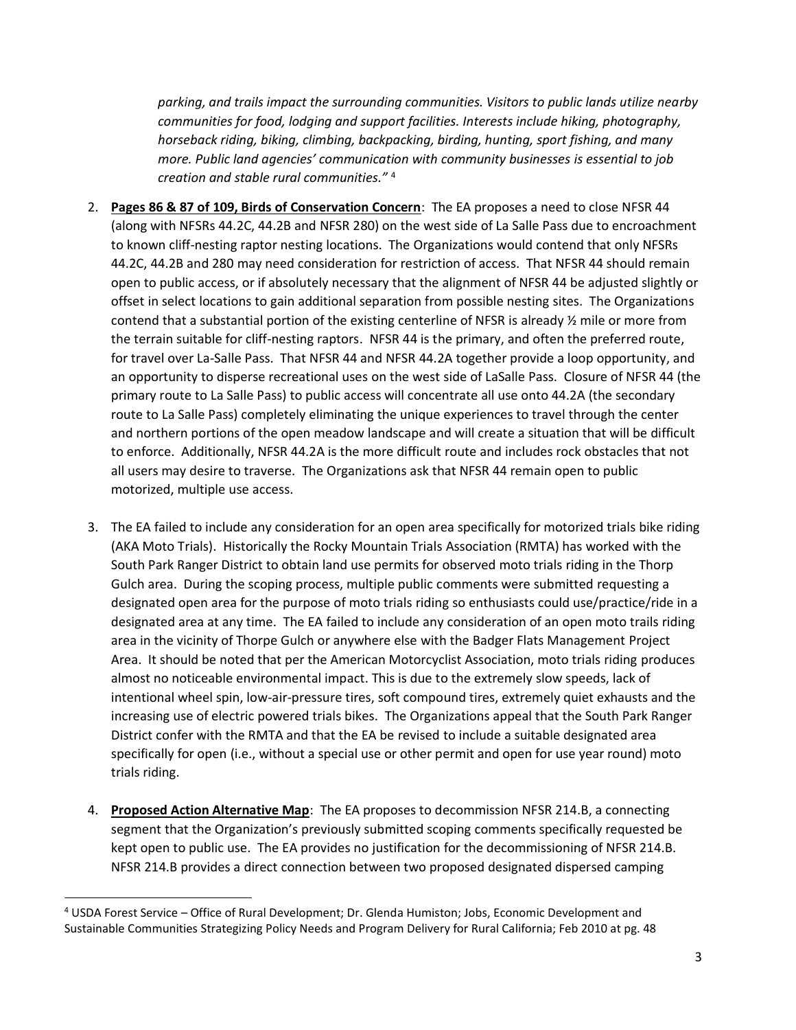*parking, and trails impact the surrounding communities. Visitors to public lands utilize nearby communities for food, lodging and support facilities. Interests include hiking, photography, horseback riding, biking, climbing, backpacking, birding, hunting, sport fishing, and many more. Public land agencies' communication with community businesses is essential to job creation and stable rural communities."* [4]

2. **Pages 86 & 87 of 109, Birds of Conservation Concern**: The EA proposes a need to close NFSR 44 (along with NFSRs 44.2C, 44.2B and NFSR 280) on the west side of La Salle Pass due to encroachment to known cliff-nesting raptor nesting locations. The Organizations would contend that only NFSRs 44.2C, 44.2B and 280 may need consideration for restriction of access. That NFSR 44 should remain open to public access, or if absolutely necessary that the alignment of NFSR 44 be adjusted slightly or offset in select locations to gain additional separation from possible nesting sites. The Organizations contend that a substantial portion of the existing centerline of NFSR is already ½ mile or more from the terrain suitable for cliff-nesting raptors. NFSR 44 is the primary, and often the preferred route, for travel over La-Salle Pass. That NFSR 44 and NFSR 44.2A together provide a loop opportunity, and an opportunity to disperse recreational uses on the west side of LaSalle Pass. Closure of NFSR 44 (the primary route to La Salle Pass) to public access will concentrate all use onto 44.2A (the secondary route to La Salle Pass) completely eliminating the unique experiences to travel through the center and northern portions of the open meadow landscape and will create a situation that will be difficult to enforce. Additionally, NFSR 44.2A is the more difficult route and includes rock obstacles that not all users may desire to traverse. The Organizations ask that NFSR 44 remain open to public motorized, multiple use access.

3. The EA failed to include any consideration for an open area specifically for motorized trials bike riding (AKA Moto Trials). Historically the Rocky Mountain Trials Association (RMTA) has worked with the South Park Ranger District to obtain land use permits for observed moto trials riding in the Thorp Gulch area. During the scoping process, multiple public comments were submitted requesting a designated open area for the purpose of moto trials riding so enthusiasts could use/practice/ride in a designated area at any time. The EA failed to include any consideration of an open moto trails riding area in the vicinity of Thorpe Gulch or anywhere else with the Badger Flats Management Project Area. It should be noted that per the American Motorcyclist Association, moto trials riding produces almost no noticeable environmental impact. This is due to the extremely slow speeds, lack of intentional wheel spin, low-air-pressure tires, soft compound tires, extremely quiet exhausts and the increasing use of electric powered trials bikes. The Organizations appeal that the South Park Ranger District confer with the RMTA and that the EA be revised to include a suitable designated area specifically for open (i.e., without a special use or other permit and open for use year round) moto trials riding.

4. **Proposed Action Alternative Map**: The EA proposes to decommission NFSR 214.B, a connecting segment that the Organization's previously submitted scoping comments specifically requested be kept open to public use. The EA provides no justification for the decommissioning of NFSR 214.B. NFSR 214.B provides a direct connection between two proposed designated dispersed camping

---

[4] USDA Forest Service – Office of Rural Development; Dr. Glenda Humiston; Jobs, Economic Development and Sustainable Communities Strategizing Policy Needs and Program Delivery for Rural California; Feb 2010 at pg. 48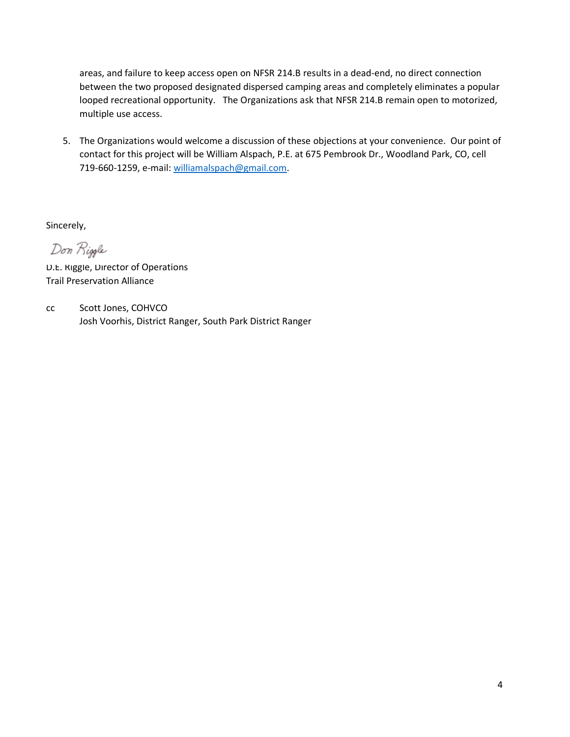areas, and failure to keep access open on NFSR 214.B results in a dead-end, no direct connection between the two proposed designated dispersed camping areas and completely eliminates a popular looped recreational opportunity. The Organizations ask that NFSR 214.B remain open to motorized, multiple use access.

5. The Organizations would welcome a discussion of these objections at your convenience. Our point of contact for this project will be William Alspach, P.E. at 675 Pembrook Dr., Woodland Park, CO, cell 719-660-1259, e-mail: [williamalspach@gmail.com](mailto:williamalspach@gmail.com).

Sincerely,

Don Riggle

D.E. Riggle, Director of Operations
Trail Preservation Alliance

cc Scott Jones, COHVCO
Josh Voorhis, District Ranger, South Park District Ranger